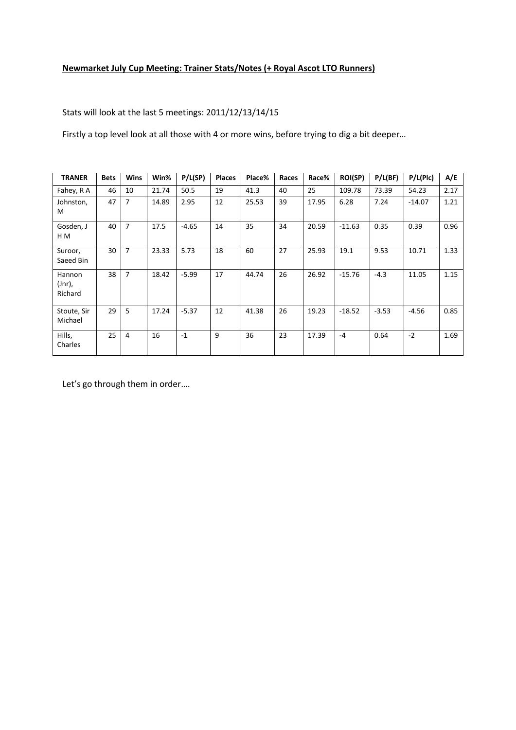**Newmarket July Cup Meeting: Trainer Stats/Notes (+ Royal Ascot LTO Runners)**

Stats will look at the last 5 meetings: 2011/12/13/14/15

Firstly a top level look at all those with 4 or more wins, before trying to dig a bit deeper…

| TRANER | Bets | Wins | Win% | P/L(SP) | Places | Place% | Races | Race% | ROI(SP) | P/L(BF) | P/L(Plc) | A/E |
|---|---|---|---|---|---|---|---|---|---|---|---|---|
| Fahey, R A | 46 | 10 | 21.74 | 50.5 | 19 | 41.3 | 40 | 25 | 109.78 | 73.39 | 54.23 | 2.17 |
| Johnston, M | 47 | 7 | 14.89 | 2.95 | 12 | 25.53 | 39 | 17.95 | 6.28 | 7.24 | -14.07 | 1.21 |
| Gosden, J H M | 40 | 7 | 17.5 | -4.65 | 14 | 35 | 34 | 20.59 | -11.63 | 0.35 | 0.39 | 0.96 |
| Suroor, Saeed Bin | 30 | 7 | 23.33 | 5.73 | 18 | 60 | 27 | 25.93 | 19.1 | 9.53 | 10.71 | 1.33 |
| Hannon (Jnr), Richard | 38 | 7 | 18.42 | -5.99 | 17 | 44.74 | 26 | 26.92 | -15.76 | -4.3 | 11.05 | 1.15 |
| Stoute, Sir Michael | 29 | 5 | 17.24 | -5.37 | 12 | 41.38 | 26 | 19.23 | -18.52 | -3.53 | -4.56 | 0.85 |
| Hills, Charles | 25 | 4 | 16 | -1 | 9 | 36 | 23 | 17.39 | -4 | 0.64 | -2 | 1.69 |

Let's go through them in order….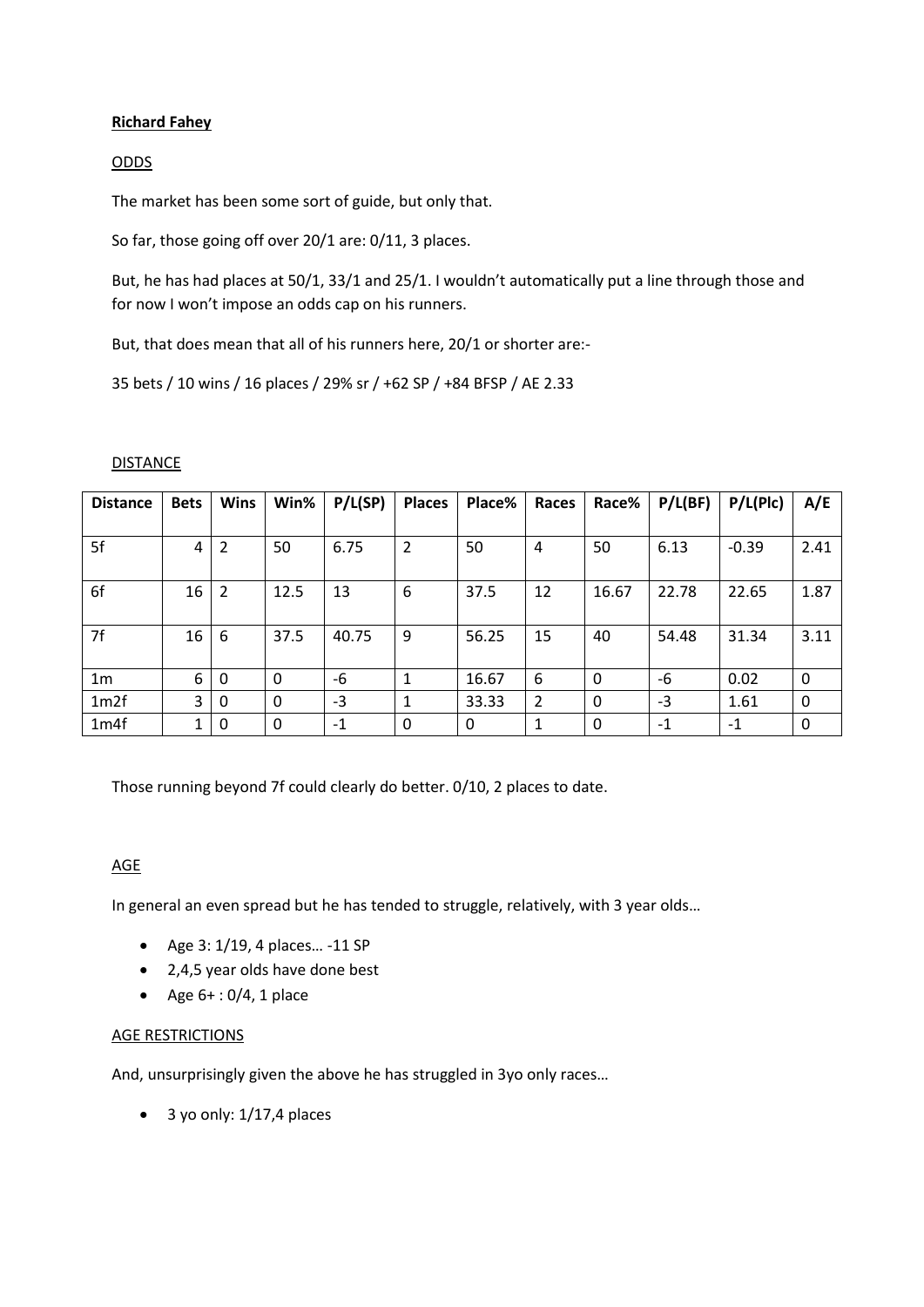**Richard Fahey**

ODDS

The market has been some sort of guide, but only that.

So far, those going off over 20/1 are: 0/11, 3 places.

But, he has had places at 50/1, 33/1 and 25/1. I wouldn't automatically put a line through those and for now I won't impose an odds cap on his runners.

But, that does mean that all of his runners here, 20/1 or shorter are:-

35 bets / 10 wins / 16 places / 29% sr / +62 SP / +84 BFSP / AE 2.33

DISTANCE

| Distance | Bets | Wins | Win% | P/L(SP) | Places | Place% | Races | Race% | P/L(BF) | P/L(Plc) | A/E |
|---|---|---|---|---|---|---|---|---|---|---|---|
| 5f | 4 | 2 | 50 | 6.75 | 2 | 50 | 4 | 50 | 6.13 | -0.39 | 2.41 |
| 6f | 16 | 2 | 12.5 | 13 | 6 | 37.5 | 12 | 16.67 | 22.78 | 22.65 | 1.87 |
| 7f | 16 | 6 | 37.5 | 40.75 | 9 | 56.25 | 15 | 40 | 54.48 | 31.34 | 3.11 |
| 1m | 6 | 0 | 0 | -6 | 1 | 16.67 | 6 | 0 | -6 | 0.02 | 0 |
| 1m2f | 3 | 0 | 0 | -3 | 1 | 33.33 | 2 | 0 | -3 | 1.61 | 0 |
| 1m4f | 1 | 0 | 0 | -1 | 0 | 0 | 1 | 0 | -1 | -1 | 0 |

Those running beyond 7f could clearly do better. 0/10, 2 places to date.

AGE

In general an even spread but he has tended to struggle, relatively, with 3 year olds…

- Age 3: 1/19, 4 places… -11 SP
- 2,4,5 year olds have done best
- Age 6+ : 0/4, 1 place

AGE RESTRICTIONS

And, unsurprisingly given the above he has struggled in 3yo only races…

- 3 yo only: 1/17,4 places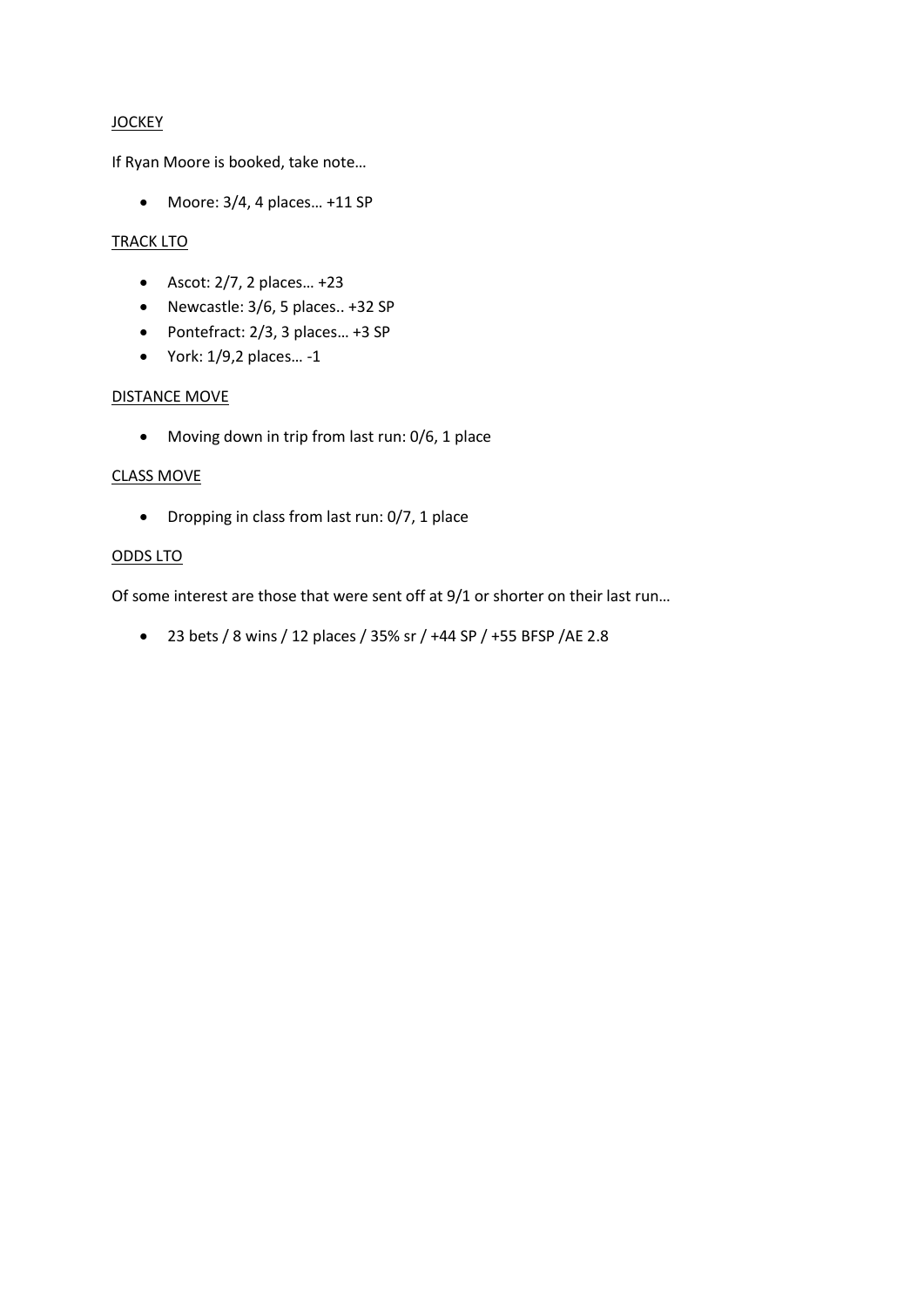JOCKEY

If Ryan Moore is booked, take note…

- Moore: 3/4, 4 places… +11 SP

TRACK LTO

- Ascot: 2/7, 2 places… +23
- Newcastle: 3/6, 5 places.. +32 SP
- Pontefract: 2/3, 3 places… +3 SP
- York: 1/9,2 places… -1

DISTANCE MOVE

- Moving down in trip from last run: 0/6, 1 place

CLASS MOVE

- Dropping in class from last run: 0/7, 1 place

ODDS LTO

Of some interest are those that were sent off at 9/1 or shorter on their last run…

- 23 bets / 8 wins / 12 places / 35% sr / +44 SP / +55 BFSP /AE 2.8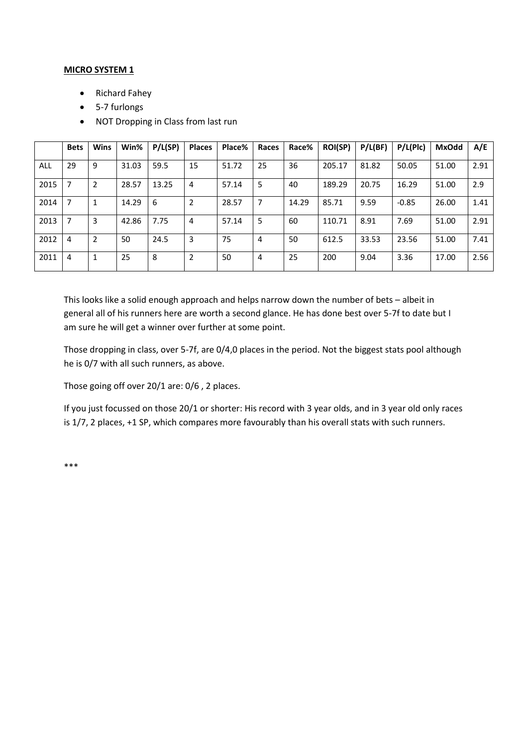**MICRO SYSTEM 1**

- Richard Fahey
- 5-7 furlongs
- NOT Dropping in Class from last run

| | Bets | Wins | Win% | P/L(SP) | Places | Place% | Races | Race% | ROI(SP) | P/L(BF) | P/L(Plc) | MxOdd | A/E |
|---|---|---|---|---|---|---|---|---|---|---|---|---|---|
| ALL | 29 | 9 | 31.03 | 59.5 | 15 | 51.72 | 25 | 36 | 205.17 | 81.82 | 50.05 | 51.00 | 2.91 |
| 2015 | 7 | 2 | 28.57 | 13.25 | 4 | 57.14 | 5 | 40 | 189.29 | 20.75 | 16.29 | 51.00 | 2.9 |
| 2014 | 7 | 1 | 14.29 | 6 | 2 | 28.57 | 7 | 14.29 | 85.71 | 9.59 | -0.85 | 26.00 | 1.41 |
| 2013 | 7 | 3 | 42.86 | 7.75 | 4 | 57.14 | 5 | 60 | 110.71 | 8.91 | 7.69 | 51.00 | 2.91 |
| 2012 | 4 | 2 | 50 | 24.5 | 3 | 75 | 4 | 50 | 612.5 | 33.53 | 23.56 | 51.00 | 7.41 |
| 2011 | 4 | 1 | 25 | 8 | 2 | 50 | 4 | 25 | 200 | 9.04 | 3.36 | 17.00 | 2.56 |

This looks like a solid enough approach and helps narrow down the number of bets – albeit in general all of his runners here are worth a second glance. He has done best over 5-7f to date but I am sure he will get a winner over further at some point.

Those dropping in class, over 5-7f, are 0/4,0 places in the period. Not the biggest stats pool although he is 0/7 with all such runners, as above.

Those going off over 20/1 are: 0/6 , 2 places.

If you just focussed on those 20/1 or shorter: His record with 3 year olds, and in 3 year old only races is 1/7, 2 places, +1 SP, which compares more favourably than his overall stats with such runners.

***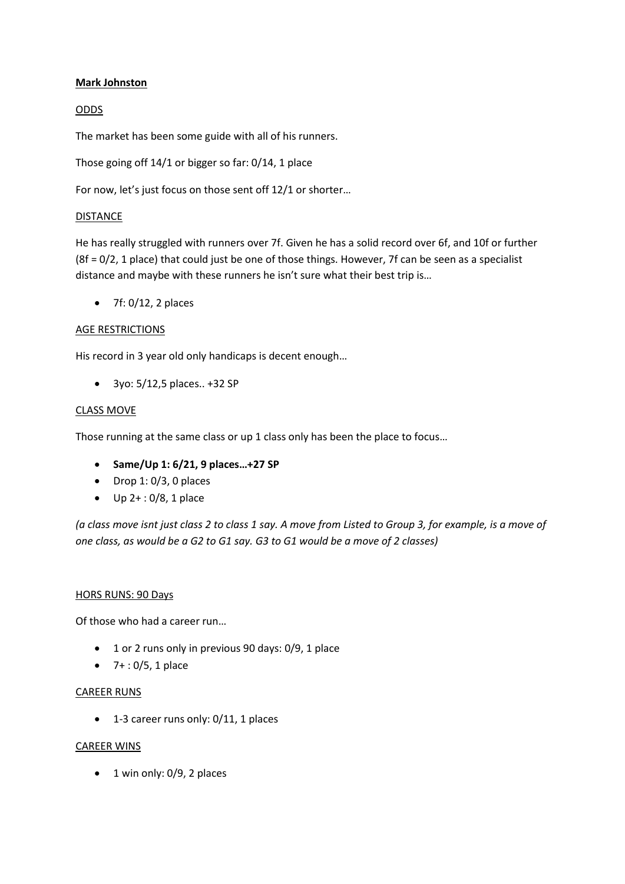**Mark Johnston**

ODDS

The market has been some guide with all of his runners.

Those going off 14/1 or bigger so far: 0/14, 1 place

For now, let's just focus on those sent off 12/1 or shorter…

DISTANCE

He has really struggled with runners over 7f. Given he has a solid record over 6f, and 10f or further (8f = 0/2, 1 place) that could just be one of those things. However, 7f can be seen as a specialist distance and maybe with these runners he isn't sure what their best trip is…

- 7f: 0/12, 2 places

AGE RESTRICTIONS

His record in 3 year old only handicaps is decent enough…

- 3yo: 5/12,5 places.. +32 SP

CLASS MOVE

Those running at the same class or up 1 class only has been the place to focus…

- **Same/Up 1: 6/21, 9 places…+27 SP**
- Drop 1: 0/3, 0 places
- Up 2+ : 0/8, 1 place

*(a class move isnt just class 2 to class 1 say. A move from Listed to Group 3, for example, is a move of one class, as would be a G2 to G1 say. G3 to G1 would be a move of 2 classes)*

HORS RUNS: 90 Days

Of those who had a career run…

- 1 or 2 runs only in previous 90 days: 0/9, 1 place
- 7+ : 0/5, 1 place

CAREER RUNS

- 1-3 career runs only: 0/11, 1 places

CAREER WINS

- 1 win only: 0/9, 2 places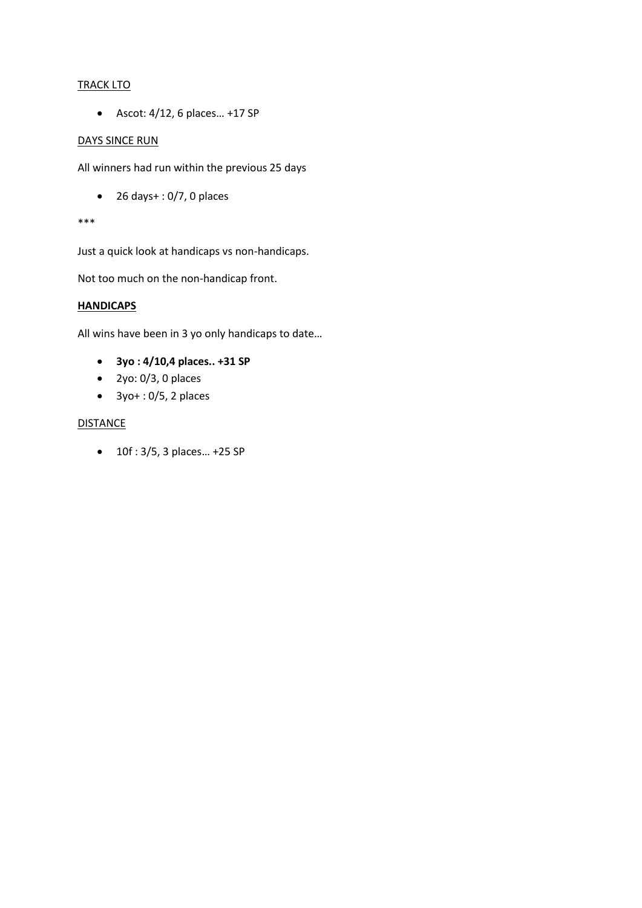<u>TRACK LTO</u>

- Ascot: 4/12, 6 places… +17 SP

<u>DAYS SINCE RUN</u>

All winners had run within the previous 25 days

- 26 days+ : 0/7, 0 places

***

Just a quick look at handicaps vs non-handicaps.

Not too much on the non-handicap front.

**<u>HANDICAPS</u>**

All wins have been in 3 yo only handicaps to date…

- **3yo : 4/10,4 places.. +31 SP**
- 2yo: 0/3, 0 places
- 3yo+ : 0/5, 2 places

<u>DISTANCE</u>

- 10f : 3/5, 3 places… +25 SP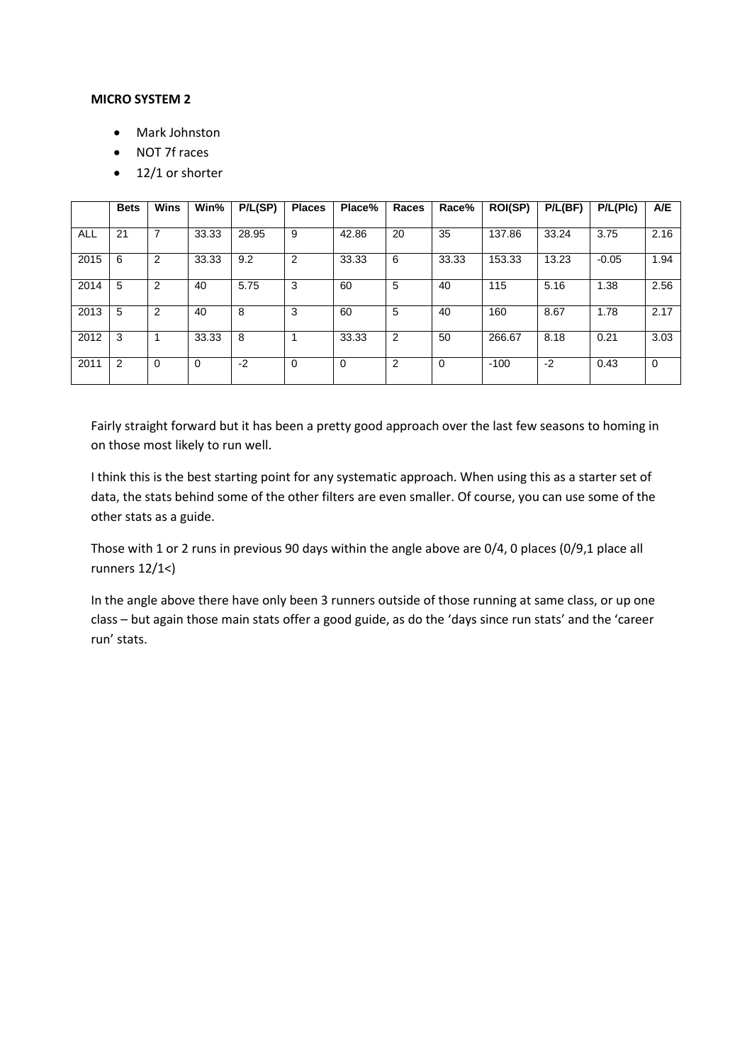**MICRO SYSTEM 2**

- Mark Johnston
- NOT 7f races
- 12/1 or shorter

| | Bets | Wins | Win% | P/L(SP) | Places | Place% | Races | Race% | ROI(SP) | P/L(BF) | P/L(Plc) | A/E |
|---|---|---|---|---|---|---|---|---|---|---|---|---|
| ALL | 21 | 7 | 33.33 | 28.95 | 9 | 42.86 | 20 | 35 | 137.86 | 33.24 | 3.75 | 2.16 |
| 2015 | 6 | 2 | 33.33 | 9.2 | 2 | 33.33 | 6 | 33.33 | 153.33 | 13.23 | -0.05 | 1.94 |
| 2014 | 5 | 2 | 40 | 5.75 | 3 | 60 | 5 | 40 | 115 | 5.16 | 1.38 | 2.56 |
| 2013 | 5 | 2 | 40 | 8 | 3 | 60 | 5 | 40 | 160 | 8.67 | 1.78 | 2.17 |
| 2012 | 3 | 1 | 33.33 | 8 | 1 | 33.33 | 2 | 50 | 266.67 | 8.18 | 0.21 | 3.03 |
| 2011 | 2 | 0 | 0 | -2 | 0 | 0 | 2 | 0 | -100 | -2 | 0.43 | 0 |

Fairly straight forward but it has been a pretty good approach over the last few seasons to homing in on those most likely to run well.

I think this is the best starting point for any systematic approach. When using this as a starter set of data, the stats behind some of the other filters are even smaller. Of course, you can use some of the other stats as a guide.

Those with 1 or 2 runs in previous 90 days within the angle above are 0/4, 0 places (0/9,1 place all runners 12/1<)

In the angle above there have only been 3 runners outside of those running at same class, or up one class – but again those main stats offer a good guide, as do the 'days since run stats' and the 'career run' stats.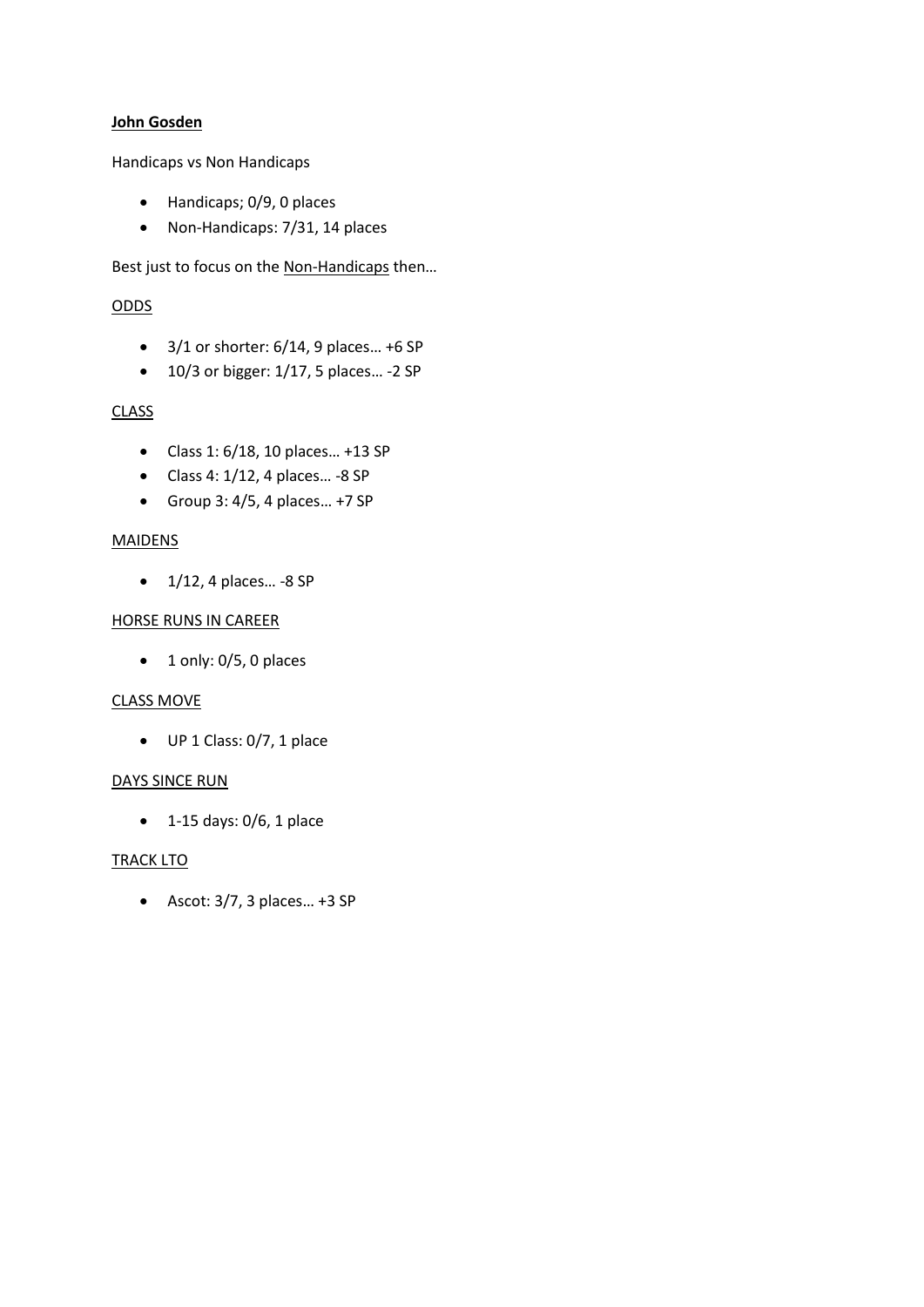**<u>John Gosden</u>**

Handicaps vs Non Handicaps

- Handicaps; 0/9, 0 places
- Non-Handicaps: 7/31, 14 places

Best just to focus on the <u>Non-Handicaps</u> then…

<u>ODDS</u>

- 3/1 or shorter: 6/14, 9 places… +6 SP
- 10/3 or bigger: 1/17, 5 places… -2 SP

<u>CLASS</u>

- Class 1: 6/18, 10 places… +13 SP
- Class 4: 1/12, 4 places… -8 SP
- Group 3: 4/5, 4 places… +7 SP

<u>MAIDENS</u>

- 1/12, 4 places… -8 SP

<u>HORSE RUNS IN CAREER</u>

- 1 only: 0/5, 0 places

<u>CLASS MOVE</u>

- UP 1 Class: 0/7, 1 place

<u>DAYS SINCE RUN</u>

- 1-15 days: 0/6, 1 place

<u>TRACK LTO</u>

- Ascot: 3/7, 3 places… +3 SP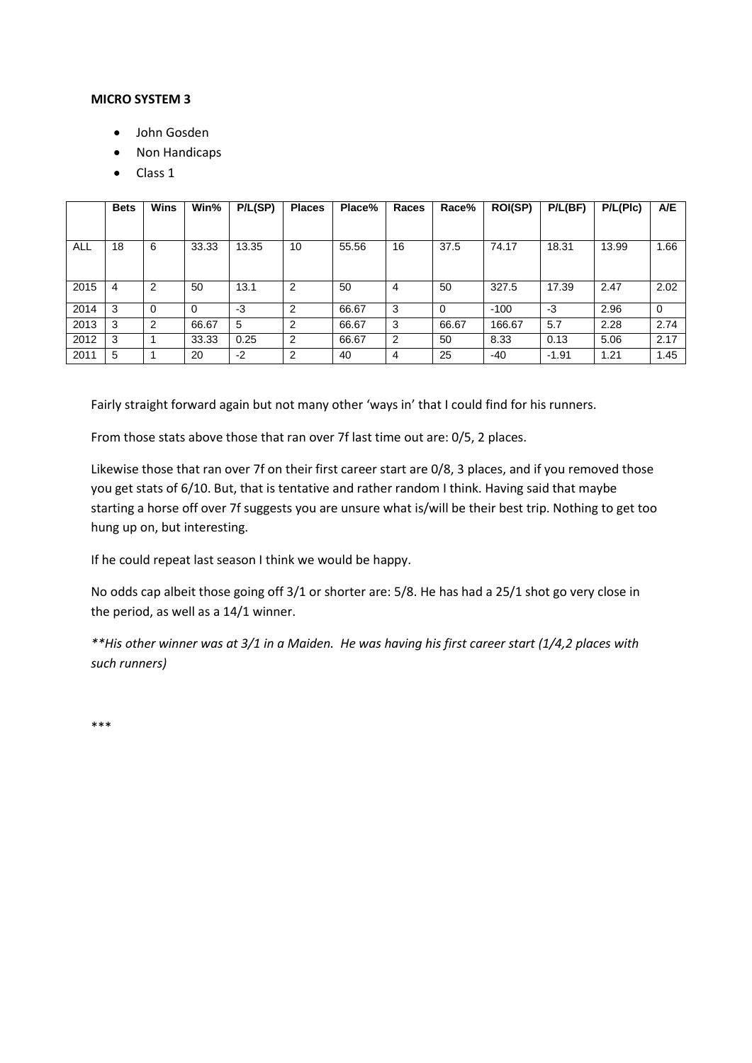**MICRO SYSTEM 3**

- John Gosden
- Non Handicaps
- Class 1

| | Bets | Wins | Win% | P/L(SP) | Places | Place% | Races | Race% | ROI(SP) | P/L(BF) | P/L(Plc) | A/E |
|---|---|---|---|---|---|---|---|---|---|---|---|---|
| ALL | 18 | 6 | 33.33 | 13.35 | 10 | 55.56 | 16 | 37.5 | 74.17 | 18.31 | 13.99 | 1.66 |
| 2015 | 4 | 2 | 50 | 13.1 | 2 | 50 | 4 | 50 | 327.5 | 17.39 | 2.47 | 2.02 |
| 2014 | 3 | 0 | 0 | -3 | 2 | 66.67 | 3 | 0 | -100 | -3 | 2.96 | 0 |
| 2013 | 3 | 2 | 66.67 | 5 | 2 | 66.67 | 3 | 66.67 | 166.67 | 5.7 | 2.28 | 2.74 |
| 2012 | 3 | 1 | 33.33 | 0.25 | 2 | 66.67 | 2 | 50 | 8.33 | 0.13 | 5.06 | 2.17 |
| 2011 | 5 | 1 | 20 | -2 | 2 | 40 | 4 | 25 | -40 | -1.91 | 1.21 | 1.45 |

Fairly straight forward again but not many other 'ways in' that I could find for his runners.

From those stats above those that ran over 7f last time out are: 0/5, 2 places.

Likewise those that ran over 7f on their first career start are 0/8, 3 places, and if you removed those you get stats of 6/10. But, that is tentative and rather random I think. Having said that maybe starting a horse off over 7f suggests you are unsure what is/will be their best trip. Nothing to get too hung up on, but interesting.

If he could repeat last season I think we would be happy.

No odds cap albeit those going off 3/1 or shorter are: 5/8. He has had a 25/1 shot go very close in the period, as well as a 14/1 winner.

*\*\*His other winner was at 3/1 in a Maiden. He was having his first career start (1/4,2 places with such runners)*

\*\*\*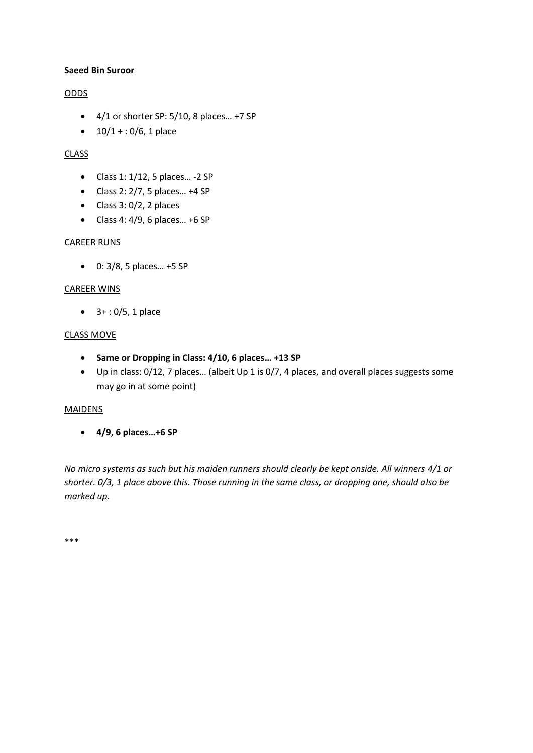**Saeed Bin Suroor**

ODDS

- 4/1 or shorter SP: 5/10, 8 places… +7 SP
- 10/1 + : 0/6, 1 place

CLASS

- Class 1: 1/12, 5 places… -2 SP
- Class 2: 2/7, 5 places… +4 SP
- Class 3: 0/2, 2 places
- Class 4: 4/9, 6 places… +6 SP

CAREER RUNS

- 0: 3/8, 5 places… +5 SP

CAREER WINS

- 3+ : 0/5, 1 place

CLASS MOVE

- **Same or Dropping in Class: 4/10, 6 places… +13 SP**
- Up in class: 0/12, 7 places… (albeit Up 1 is 0/7, 4 places, and overall places suggests some may go in at some point)

MAIDENS

- **4/9, 6 places…+6 SP**

*No micro systems as such but his maiden runners should clearly be kept onside. All winners 4/1 or shorter. 0/3, 1 place above this. Those running in the same class, or dropping one, should also be marked up.*

***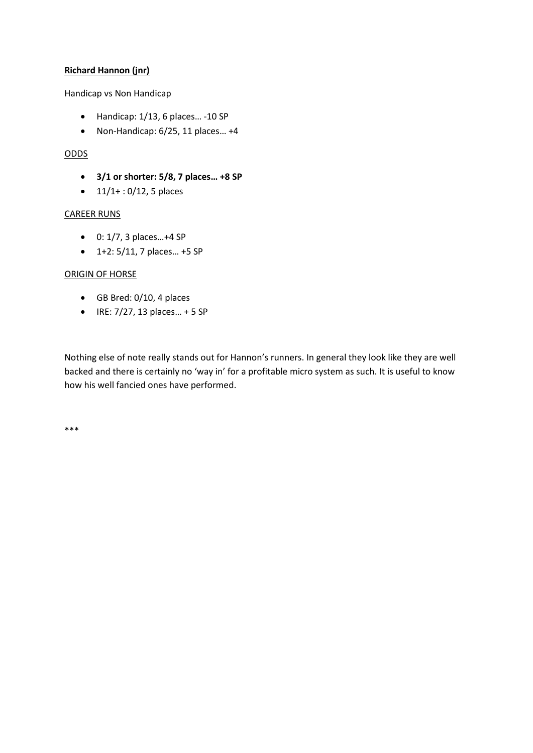**Richard Hannon (jnr)**

Handicap vs Non Handicap

- Handicap: 1/13, 6 places… -10 SP
- Non-Handicap: 6/25, 11 places… +4

ODDS

- **3/1 or shorter: 5/8, 7 places… +8 SP**
- 11/1+ : 0/12, 5 places

CAREER RUNS

- 0: 1/7, 3 places…+4 SP
- 1+2: 5/11, 7 places… +5 SP

ORIGIN OF HORSE

- GB Bred: 0/10, 4 places
- IRE: 7/27, 13 places… + 5 SP

Nothing else of note really stands out for Hannon's runners. In general they look like they are well backed and there is certainly no 'way in' for a profitable micro system as such. It is useful to know how his well fancied ones have performed.

***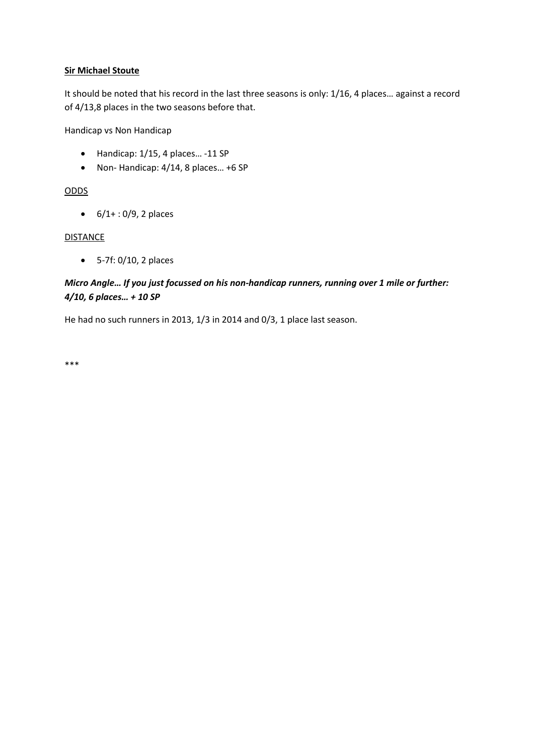**Sir Michael Stoute**

It should be noted that his record in the last three seasons is only: 1/16, 4 places… against a record of 4/13,8 places in the two seasons before that.

Handicap vs Non Handicap

- Handicap: 1/15, 4 places… -11 SP
- Non- Handicap: 4/14, 8 places… +6 SP

ODDS

- 6/1+ : 0/9, 2 places

DISTANCE

- 5-7f: 0/10, 2 places

***Micro Angle… If you just focussed on his non-handicap runners, running over 1 mile or further: 4/10, 6 places… + 10 SP***

He had no such runners in 2013, 1/3 in 2014 and 0/3, 1 place last season.

***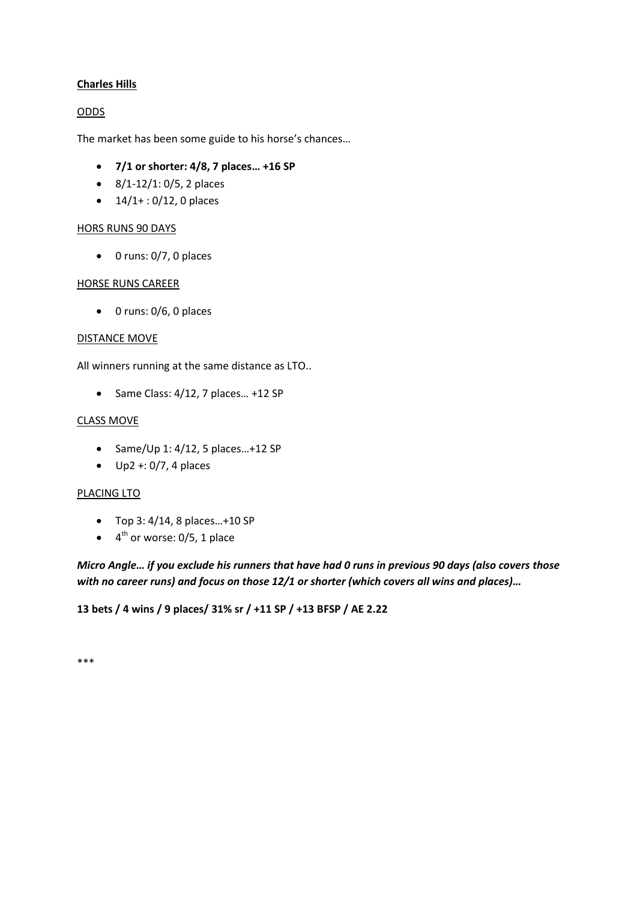**Charles Hills**

ODDS

The market has been some guide to his horse's chances…

- **7/1 or shorter: 4/8, 7 places… +16 SP**
- 8/1-12/1: 0/5, 2 places
- 14/1+ : 0/12, 0 places

HORS RUNS 90 DAYS

- 0 runs: 0/7, 0 places

HORSE RUNS CAREER

- 0 runs: 0/6, 0 places

DISTANCE MOVE

All winners running at the same distance as LTO..

- Same Class: 4/12, 7 places… +12 SP

CLASS MOVE

- Same/Up 1: 4/12, 5 places…+12 SP
- Up2 +: 0/7, 4 places

PLACING LTO

- Top 3: 4/14, 8 places…+10 SP
- 4th or worse: 0/5, 1 place

***Micro Angle… if you exclude his runners that have had 0 runs in previous 90 days (also covers those with no career runs) and focus on those 12/1 or shorter (which covers all wins and places)…***

**13 bets / 4 wins / 9 places/ 31% sr / +11 SP / +13 BFSP / AE 2.22**

***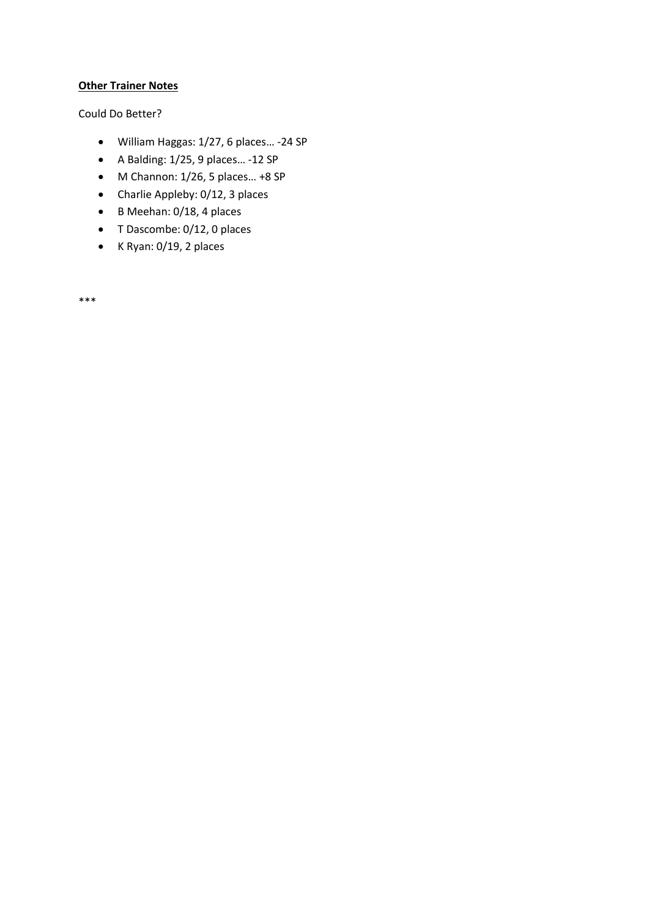**Other Trainer Notes**

Could Do Better?

- William Haggas: 1/27, 6 places… -24 SP
- A Balding: 1/25, 9 places… -12 SP
- M Channon: 1/26, 5 places… +8 SP
- Charlie Appleby: 0/12, 3 places
- B Meehan: 0/18, 4 places
- T Dascombe: 0/12, 0 places
- K Ryan: 0/19, 2 places

***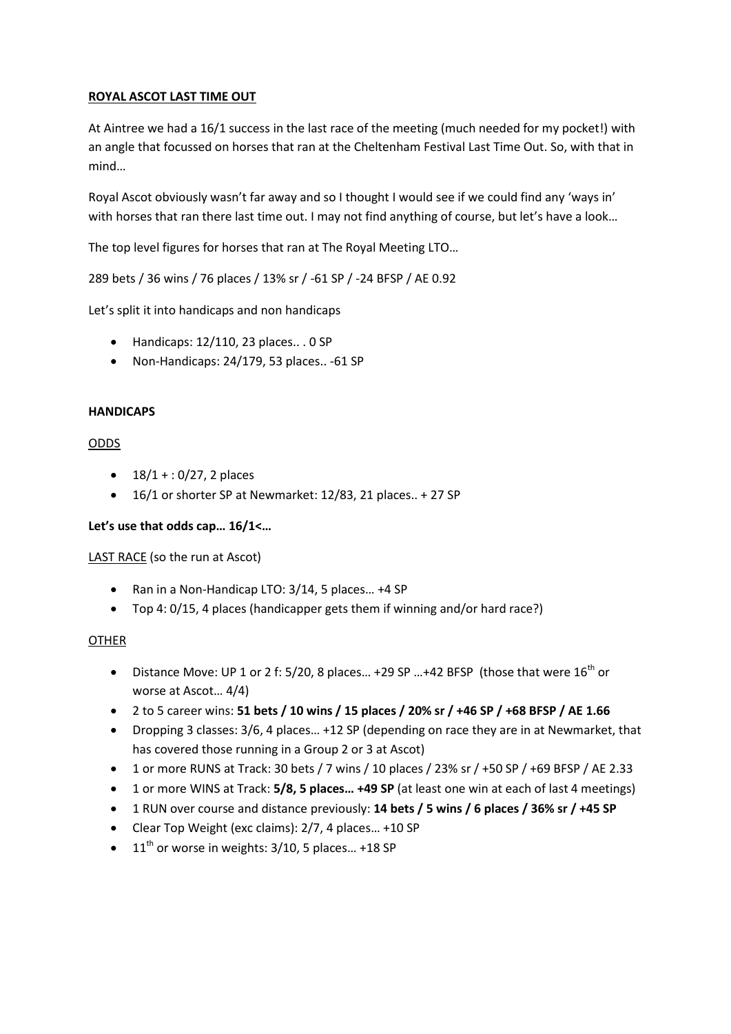**ROYAL ASCOT LAST TIME OUT**

At Aintree we had a 16/1 success in the last race of the meeting (much needed for my pocket!) with an angle that focussed on horses that ran at the Cheltenham Festival Last Time Out. So, with that in mind…

Royal Ascot obviously wasn't far away and so I thought I would see if we could find any 'ways in' with horses that ran there last time out. I may not find anything of course, but let's have a look…

The top level figures for horses that ran at The Royal Meeting LTO…

289 bets / 36 wins / 76 places / 13% sr / -61 SP / -24 BFSP / AE 0.92

Let's split it into handicaps and non handicaps

- Handicaps: 12/110, 23 places.. . 0 SP
- Non-Handicaps: 24/179, 53 places.. -61 SP

**HANDICAPS**

ODDS

- 18/1 + : 0/27, 2 places
- 16/1 or shorter SP at Newmarket: 12/83, 21 places.. + 27 SP

**Let's use that odds cap… 16/1<…**

LAST RACE (so the run at Ascot)

- Ran in a Non-Handicap LTO: 3/14, 5 places… +4 SP
- Top 4: 0/15, 4 places (handicapper gets them if winning and/or hard race?)

OTHER

- Distance Move: UP 1 or 2 f: 5/20, 8 places… +29 SP …+42 BFSP (those that were 16th or worse at Ascot… 4/4)
- 2 to 5 career wins: **51 bets / 10 wins / 15 places / 20% sr / +46 SP / +68 BFSP / AE 1.66**
- Dropping 3 classes: 3/6, 4 places… +12 SP (depending on race they are in at Newmarket, that has covered those running in a Group 2 or 3 at Ascot)
- 1 or more RUNS at Track: 30 bets / 7 wins / 10 places / 23% sr / +50 SP / +69 BFSP / AE 2.33
- 1 or more WINS at Track: **5/8, 5 places… +49 SP** (at least one win at each of last 4 meetings)
- 1 RUN over course and distance previously: **14 bets / 5 wins / 6 places / 36% sr / +45 SP**
- Clear Top Weight (exc claims): 2/7, 4 places… +10 SP
- 11th or worse in weights: 3/10, 5 places… +18 SP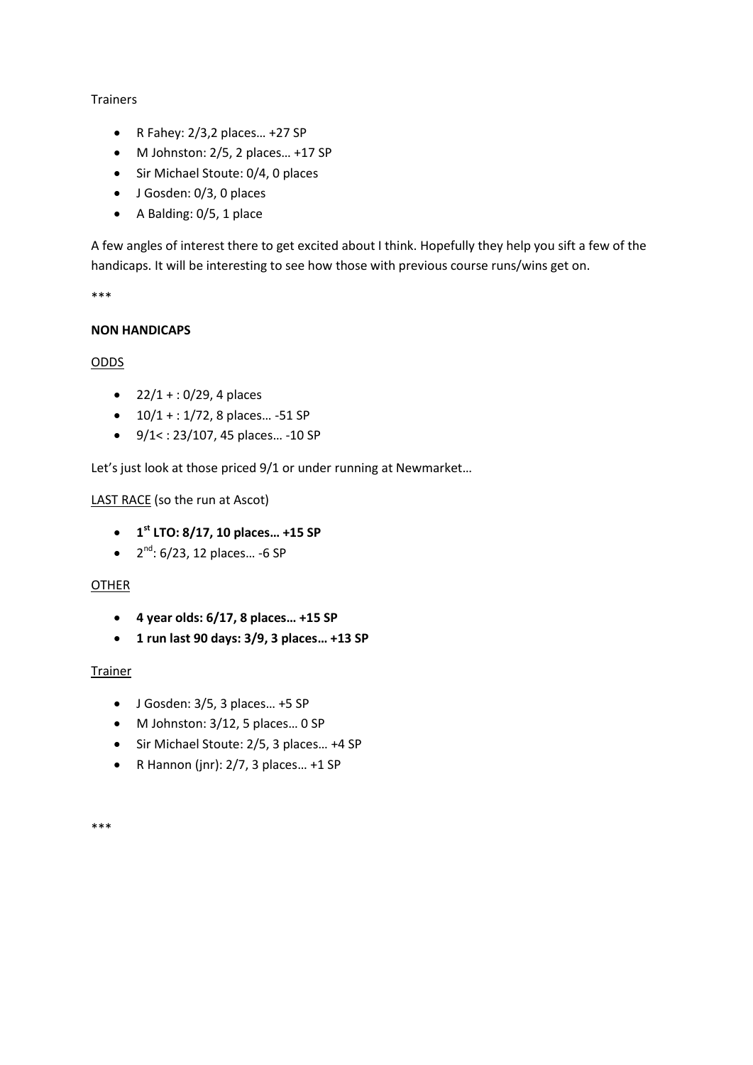Trainers

- R Fahey: 2/3,2 places… +27 SP
- M Johnston: 2/5, 2 places… +17 SP
- Sir Michael Stoute: 0/4, 0 places
- J Gosden: 0/3, 0 places
- A Balding: 0/5, 1 place

A few angles of interest there to get excited about I think. Hopefully they help you sift a few of the handicaps. It will be interesting to see how those with previous course runs/wins get on.

***

**NON HANDICAPS**

<u>ODDS</u>

- 22/1 + : 0/29, 4 places
- 10/1 + : 1/72, 8 places… -51 SP
- 9/1< : 23/107, 45 places… -10 SP

Let's just look at those priced 9/1 or under running at Newmarket…

<u>LAST RACE</u> (so the run at Ascot)

- **1st LTO: 8/17, 10 places… +15 SP**
- 2nd: 6/23, 12 places… -6 SP

<u>OTHER</u>

- **4 year olds: 6/17, 8 places… +15 SP**
- **1 run last 90 days: 3/9, 3 places… +13 SP**

<u>Trainer</u>

- J Gosden: 3/5, 3 places… +5 SP
- M Johnston: 3/12, 5 places… 0 SP
- Sir Michael Stoute: 2/5, 3 places… +4 SP
- R Hannon (jnr): 2/7, 3 places… +1 SP

***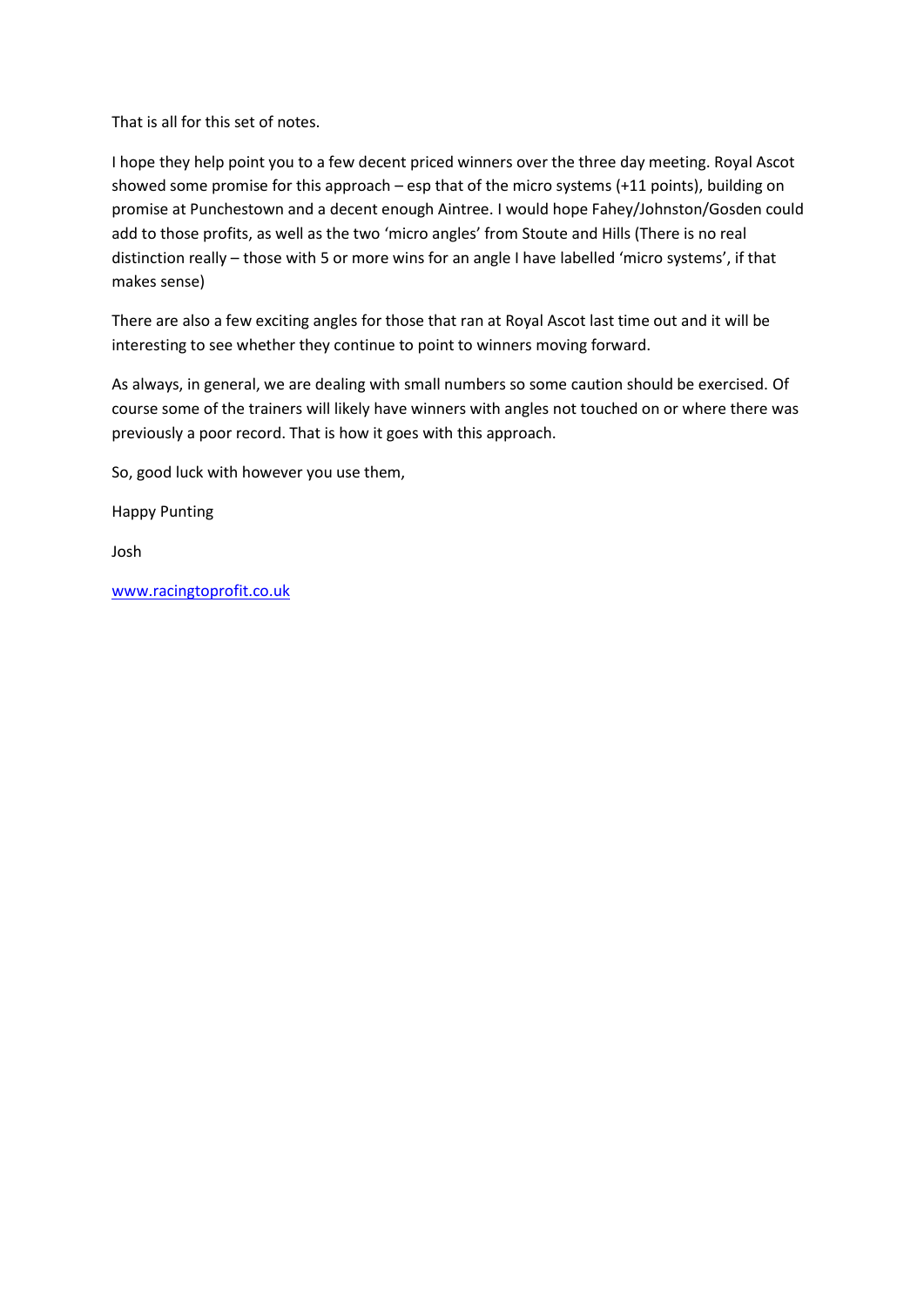That is all for this set of notes.

I hope they help point you to a few decent priced winners over the three day meeting. Royal Ascot showed some promise for this approach – esp that of the micro systems (+11 points), building on promise at Punchestown and a decent enough Aintree. I would hope Fahey/Johnston/Gosden could add to those profits, as well as the two 'micro angles' from Stoute and Hills (There is no real distinction really – those with 5 or more wins for an angle I have labelled 'micro systems', if that makes sense)

There are also a few exciting angles for those that ran at Royal Ascot last time out and it will be interesting to see whether they continue to point to winners moving forward.

As always, in general, we are dealing with small numbers so some caution should be exercised. Of course some of the trainers will likely have winners with angles not touched on or where there was previously a poor record. That is how it goes with this approach.

So, good luck with however you use them,

Happy Punting

Josh

[www.racingtoprofit.co.uk](http://www.racingtoprofit.co.uk)